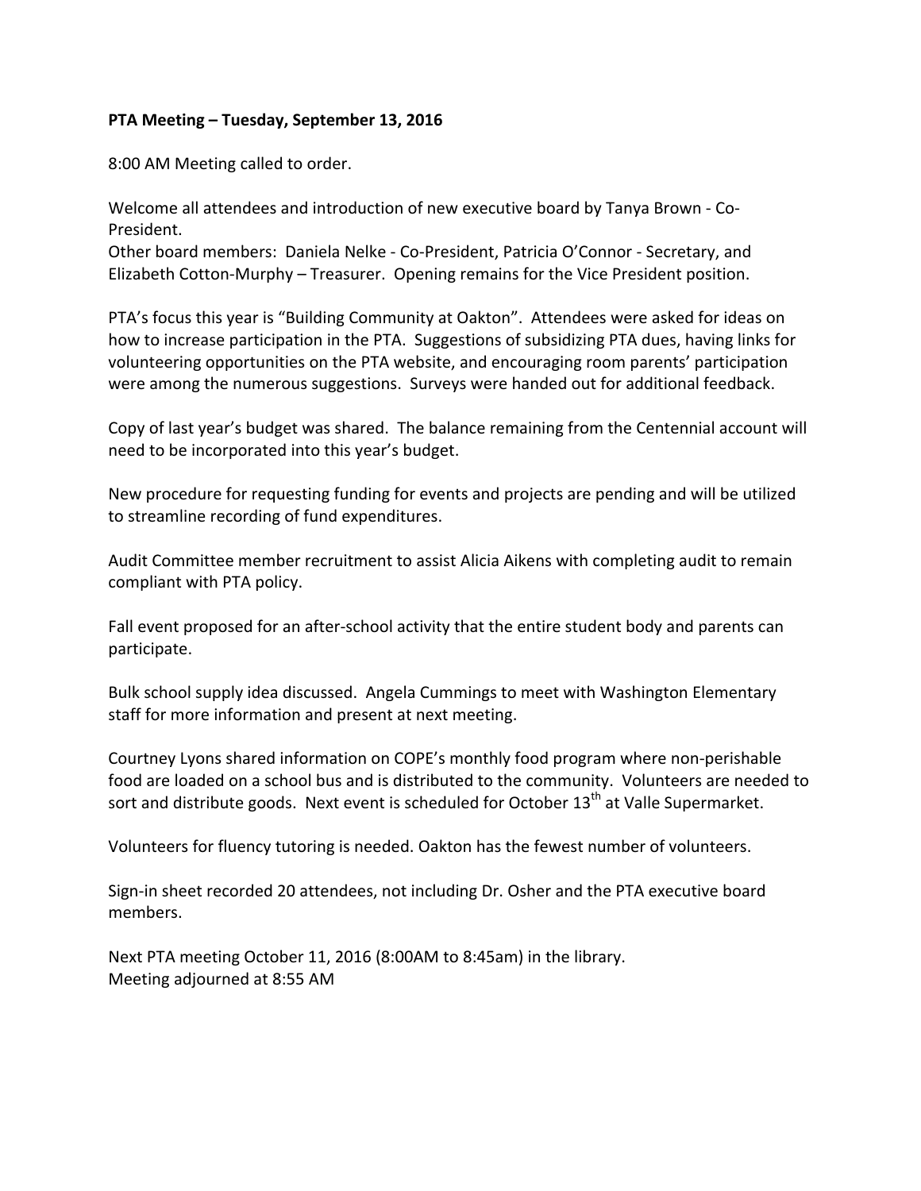**PTA Meeting – Tuesday, September 13, 2016**

8:00 AM Meeting called to order.

Welcome all attendees and introduction of new executive board by Tanya Brown - Co-President.
Other board members: Daniela Nelke - Co-President, Patricia O'Connor - Secretary, and Elizabeth Cotton-Murphy – Treasurer. Opening remains for the Vice President position.

PTA's focus this year is "Building Community at Oakton". Attendees were asked for ideas on how to increase participation in the PTA. Suggestions of subsidizing PTA dues, having links for volunteering opportunities on the PTA website, and encouraging room parents' participation were among the numerous suggestions. Surveys were handed out for additional feedback.

Copy of last year's budget was shared. The balance remaining from the Centennial account will need to be incorporated into this year's budget.

New procedure for requesting funding for events and projects are pending and will be utilized to streamline recording of fund expenditures.

Audit Committee member recruitment to assist Alicia Aikens with completing audit to remain compliant with PTA policy.

Fall event proposed for an after-school activity that the entire student body and parents can participate.

Bulk school supply idea discussed. Angela Cummings to meet with Washington Elementary staff for more information and present at next meeting.

Courtney Lyons shared information on COPE's monthly food program where non-perishable food are loaded on a school bus and is distributed to the community. Volunteers are needed to sort and distribute goods. Next event is scheduled for October 13th at Valle Supermarket.

Volunteers for fluency tutoring is needed. Oakton has the fewest number of volunteers.

Sign-in sheet recorded 20 attendees, not including Dr. Osher and the PTA executive board members.

Next PTA meeting October 11, 2016 (8:00AM to 8:45am) in the library.
Meeting adjourned at 8:55 AM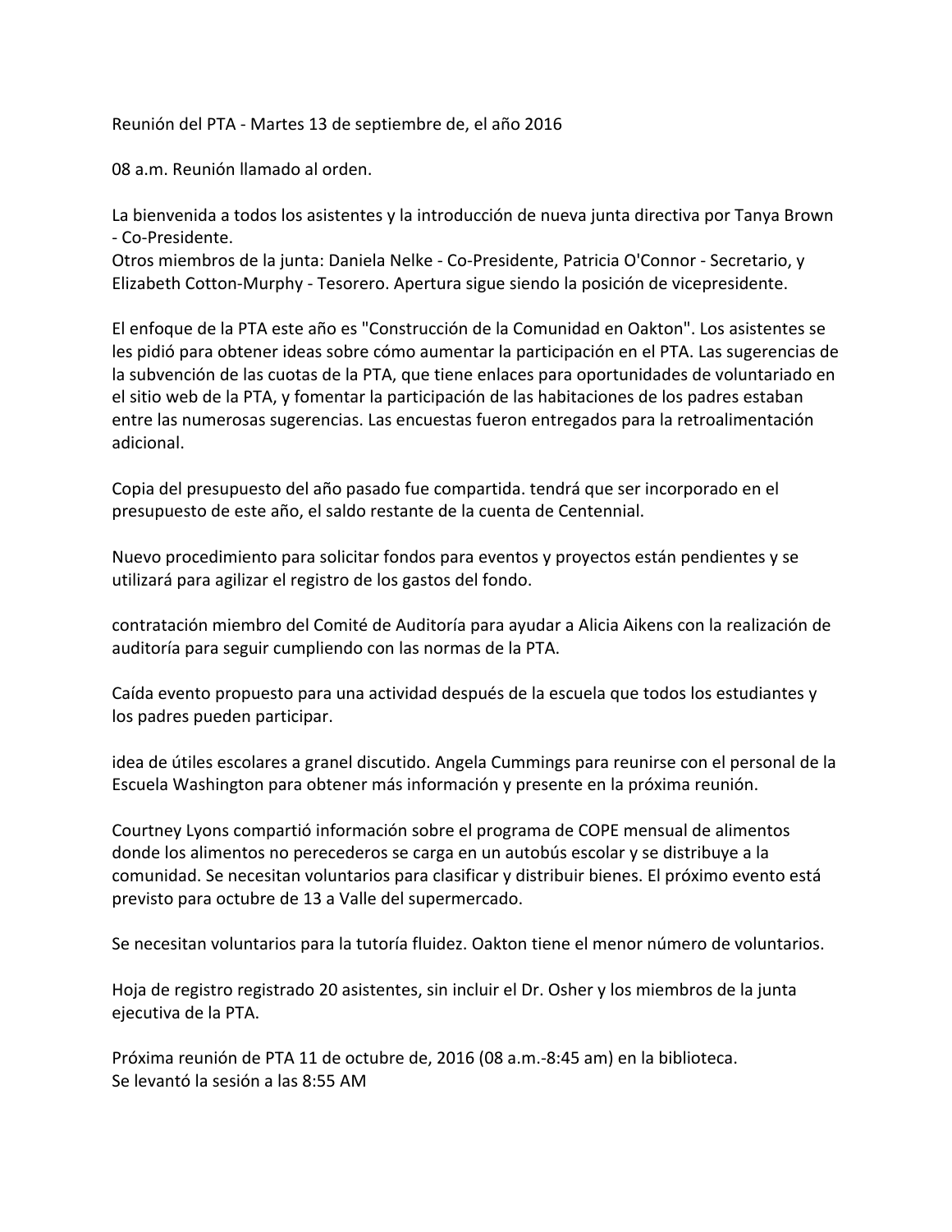Reunión del PTA - Martes 13 de septiembre de, el año 2016

08 a.m. Reunión llamado al orden.

La bienvenida a todos los asistentes y la introducción de nueva junta directiva por Tanya Brown - Co-Presidente.
Otros miembros de la junta: Daniela Nelke - Co-Presidente, Patricia O'Connor - Secretario, y Elizabeth Cotton-Murphy - Tesorero. Apertura sigue siendo la posición de vicepresidente.

El enfoque de la PTA este año es "Construcción de la Comunidad en Oakton". Los asistentes se les pidió para obtener ideas sobre cómo aumentar la participación en el PTA. Las sugerencias de la subvención de las cuotas de la PTA, que tiene enlaces para oportunidades de voluntariado en el sitio web de la PTA, y fomentar la participación de las habitaciones de los padres estaban entre las numerosas sugerencias. Las encuestas fueron entregados para la retroalimentación adicional.

Copia del presupuesto del año pasado fue compartida. tendrá que ser incorporado en el presupuesto de este año, el saldo restante de la cuenta de Centennial.

Nuevo procedimiento para solicitar fondos para eventos y proyectos están pendientes y se utilizará para agilizar el registro de los gastos del fondo.

contratación miembro del Comité de Auditoría para ayudar a Alicia Aikens con la realización de auditoría para seguir cumpliendo con las normas de la PTA.

Caída evento propuesto para una actividad después de la escuela que todos los estudiantes y los padres pueden participar.

idea de útiles escolares a granel discutido. Angela Cummings para reunirse con el personal de la Escuela Washington para obtener más información y presente en la próxima reunión.

Courtney Lyons compartió información sobre el programa de COPE mensual de alimentos donde los alimentos no perecederos se carga en un autobús escolar y se distribuye a la comunidad. Se necesitan voluntarios para clasificar y distribuir bienes. El próximo evento está previsto para octubre de 13 a Valle del supermercado.

Se necesitan voluntarios para la tutoría fluidez. Oakton tiene el menor número de voluntarios.

Hoja de registro registrado 20 asistentes, sin incluir el Dr. Osher y los miembros de la junta ejecutiva de la PTA.

Próxima reunión de PTA 11 de octubre de, 2016 (08 a.m.-8:45 am) en la biblioteca.
Se levantó la sesión a las 8:55 AM